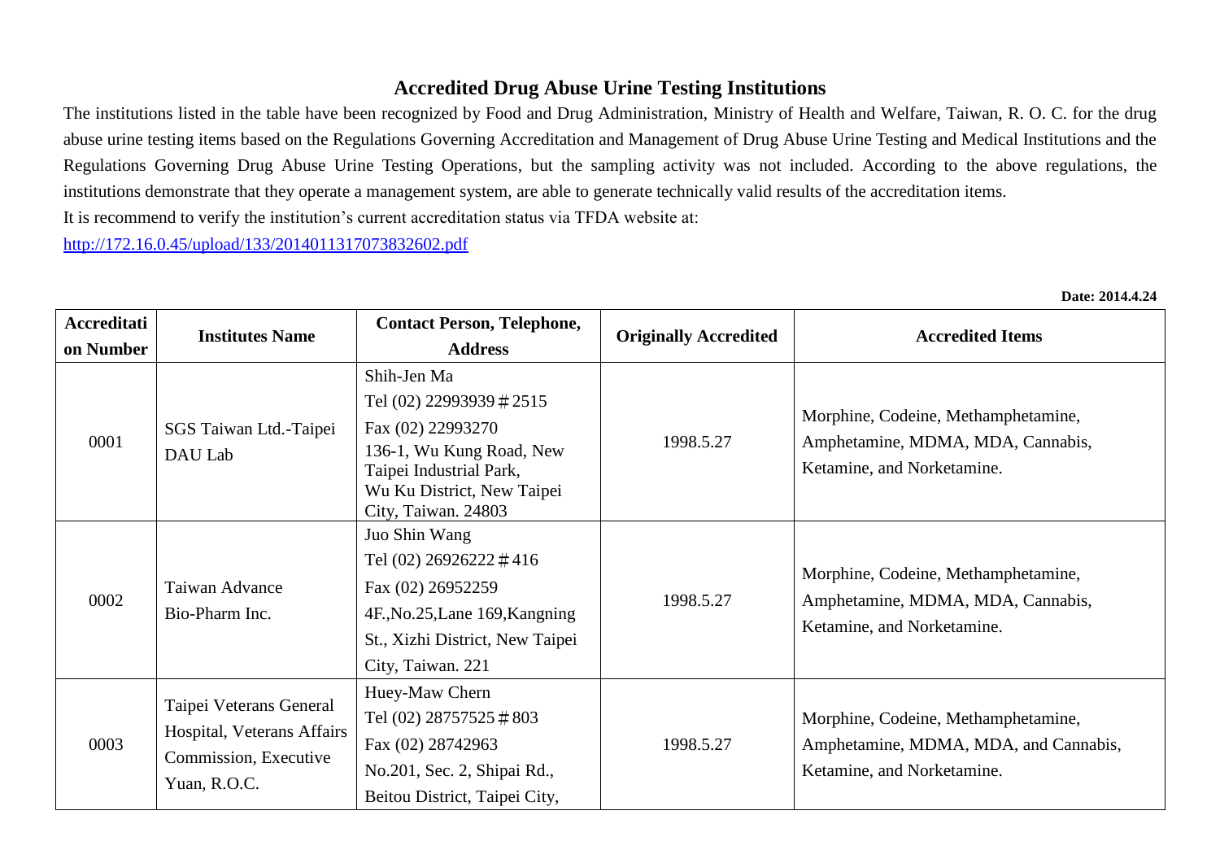# Accredited Drug Abuse Urine Testing Institutions

The institutions listed in the table have been recognized by Food and Drug Administration, Ministry of Health and Welfare, Taiwan, R. O. C. for the drug abuse urine testing items based on the Regulations Governing Accreditation and Management of Drug Abuse Urine Testing and Medical Institutions and the Regulations Governing Drug Abuse Urine Testing Operations, but the sampling activity was not included. According to the above regulations, the institutions demonstrate that they operate a management system, are able to generate technically valid results of the accreditation items.

It is recommend to verify the institution's current accreditation status via TFDA website at:

http://172.16.0.45/upload/133/2014011317073832602.pdf

**Date: 2014.4.24**

| Accreditation Number | Institutes Name | Contact Person, Telephone, Address | Originally Accredited | Accredited Items |
|---|---|---|---|---|
| 0001 | SGS Taiwan Ltd.-Taipei DAU Lab | Shih-Jen Ma<br>Tel (02) 22993939＃2515<br>Fax (02) 22993270<br>136-1, Wu Kung Road, New Taipei Industrial Park, Wu Ku District, New Taipei City, Taiwan. 24803 | 1998.5.27 | Morphine, Codeine, Methamphetamine, Amphetamine, MDMA, MDA, Cannabis, Ketamine, and Norketamine. |
| 0002 | Taiwan Advance Bio-Pharm Inc. | Juo Shin Wang<br>Tel (02) 26926222＃416<br>Fax (02) 26952259<br>4F.,No.25,Lane 169,Kangning St., Xizhi District, New Taipei City, Taiwan. 221 | 1998.5.27 | Morphine, Codeine, Methamphetamine, Amphetamine, MDMA, MDA, Cannabis, Ketamine, and Norketamine. |
| 0003 | Taipei Veterans General Hospital, Veterans Affairs Commission, Executive Yuan, R.O.C. | Huey-Maw Chern<br>Tel (02) 28757525＃803<br>Fax (02) 28742963<br>No.201, Sec. 2, Shipai Rd., Beitou District, Taipei City, | 1998.5.27 | Morphine, Codeine, Methamphetamine, Amphetamine, MDMA, MDA, and Cannabis, Ketamine, and Norketamine. |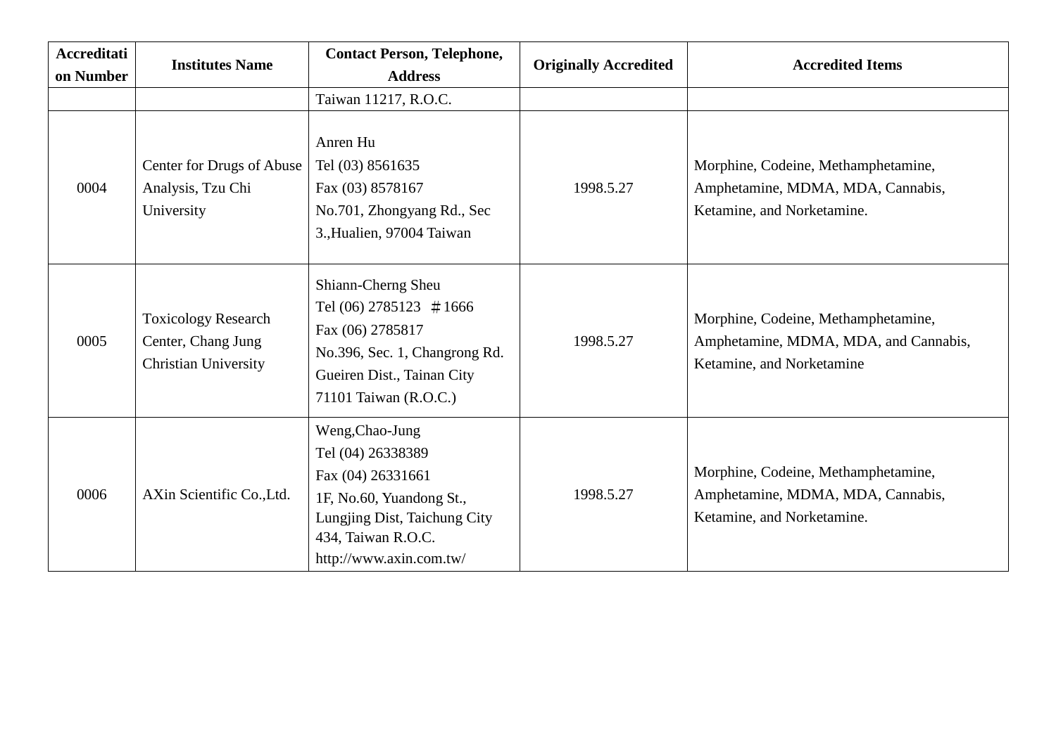| Accreditation Number | Institutes Name | Contact Person, Telephone, Address | Originally Accredited | Accredited Items |
|---|---|---|---|---|
| | | Taiwan 11217, R.O.C. | | |
| 0004 | Center for Drugs of Abuse Analysis, Tzu Chi University | Anren Hu<br>Tel (03) 8561635<br>Fax (03) 8578167<br>No.701, Zhongyang Rd., Sec 3.,Hualien, 97004 Taiwan | 1998.5.27 | Morphine, Codeine, Methamphetamine, Amphetamine, MDMA, MDA, Cannabis, Ketamine, and Norketamine. |
| 0005 | Toxicology Research Center, Chang Jung Christian University | Shiann-Cherng Sheu<br>Tel (06) 2785123 ＃1666<br>Fax (06) 2785817<br>No.396, Sec. 1, Changrong Rd. Gueiren Dist., Tainan City 71101 Taiwan (R.O.C.) | 1998.5.27 | Morphine, Codeine, Methamphetamine, Amphetamine, MDMA, MDA, and Cannabis, Ketamine, and Norketamine |
| 0006 | AXin Scientific Co.,Ltd. | Weng,Chao-Jung<br>Tel (04) 26338389<br>Fax (04) 26331661<br>1F, No.60, Yuandong St., Lungjing Dist, Taichung City 434, Taiwan R.O.C.<br>http://www.axin.com.tw/ | 1998.5.27 | Morphine, Codeine, Methamphetamine, Amphetamine, MDMA, MDA, Cannabis, Ketamine, and Norketamine. |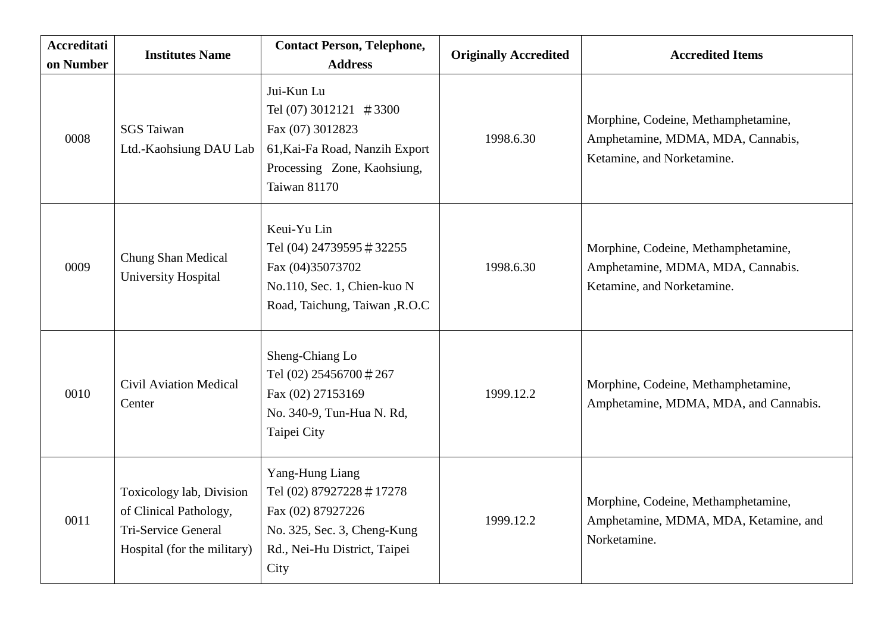| Accreditation Number | Institutes Name | Contact Person, Telephone, Address | Originally Accredited | Accredited Items |
|---|---|---|---|---|
| 0008 | SGS Taiwan Ltd.-Kaohsiung DAU Lab | Jui-Kun Lu<br>Tel (07) 3012121 ＃3300<br>Fax (07) 3012823<br>61,Kai-Fa Road, Nanzih Export Processing Zone, Kaohsiung, Taiwan 81170 | 1998.6.30 | Morphine, Codeine, Methamphetamine, Amphetamine, MDMA, MDA, Cannabis, Ketamine, and Norketamine. |
| 0009 | Chung Shan Medical University Hospital | Keui-Yu Lin<br>Tel (04) 24739595＃32255<br>Fax (04)35073702<br>No.110, Sec. 1, Chien-kuo N Road, Taichung, Taiwan ,R.O.C | 1998.6.30 | Morphine, Codeine, Methamphetamine, Amphetamine, MDMA, MDA, Cannabis. Ketamine, and Norketamine. |
| 0010 | Civil Aviation Medical Center | Sheng-Chiang Lo<br>Tel (02) 25456700＃267<br>Fax (02) 27153169<br>No. 340-9, Tun-Hua N. Rd, Taipei City | 1999.12.2 | Morphine, Codeine, Methamphetamine, Amphetamine, MDMA, MDA, and Cannabis. |
| 0011 | Toxicology lab, Division of Clinical Pathology, Tri-Service General Hospital (for the military) | Yang-Hung Liang<br>Tel (02) 87927228＃17278<br>Fax (02) 87927226<br>No. 325, Sec. 3, Cheng-Kung Rd., Nei-Hu District, Taipei City | 1999.12.2 | Morphine, Codeine, Methamphetamine, Amphetamine, MDMA, MDA, Ketamine, and Norketamine. |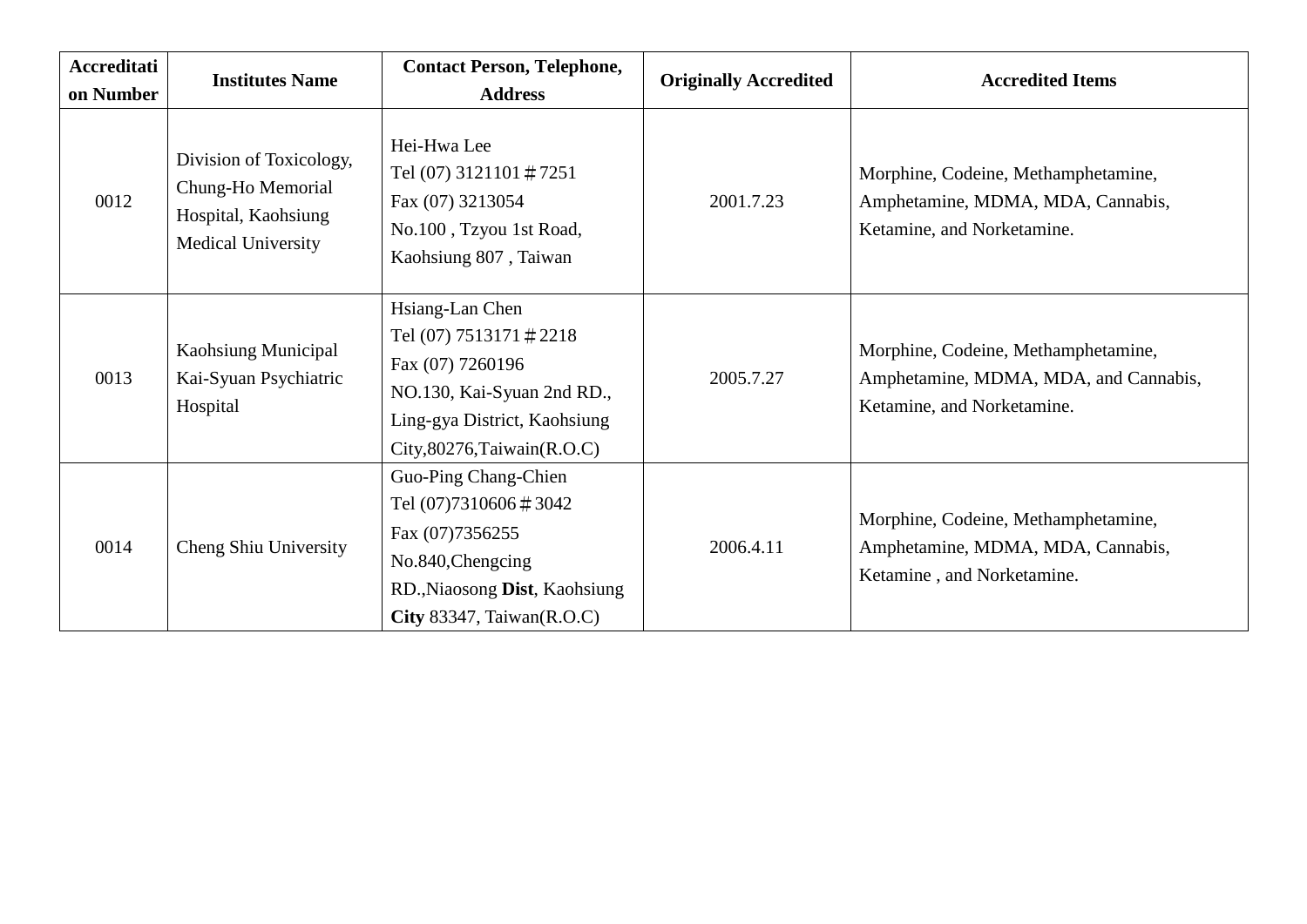| Accreditation Number | Institutes Name | Contact Person, Telephone, Address | Originally Accredited | Accredited Items |
|---|---|---|---|---|
| 0012 | Division of Toxicology, Chung-Ho Memorial Hospital, Kaohsiung Medical University | Hei-Hwa Lee<br>Tel (07) 3121101＃7251<br>Fax (07) 3213054<br>No.100 , Tzyou 1st Road, Kaohsiung 807 , Taiwan | 2001.7.23 | Morphine, Codeine, Methamphetamine, Amphetamine, MDMA, MDA, Cannabis, Ketamine, and Norketamine. |
| 0013 | Kaohsiung Municipal Kai-Syuan Psychiatric Hospital | Hsiang-Lan Chen<br>Tel (07) 7513171＃2218<br>Fax (07) 7260196<br>NO.130, Kai-Syuan 2nd RD., Ling-gya District, Kaohsiung City,80276,Taiwain(R.O.C) | 2005.7.27 | Morphine, Codeine, Methamphetamine, Amphetamine, MDMA, MDA, and Cannabis, Ketamine, and Norketamine. |
| 0014 | Cheng Shiu University | Guo-Ping Chang-Chien<br>Tel (07)7310606＃3042<br>Fax (07)7356255<br>No.840,Chengcing RD.,Niaosong **Dist**, Kaohsiung **City** 83347, Taiwan(R.O.C) | 2006.4.11 | Morphine, Codeine, Methamphetamine, Amphetamine, MDMA, MDA, Cannabis, Ketamine , and Norketamine. |